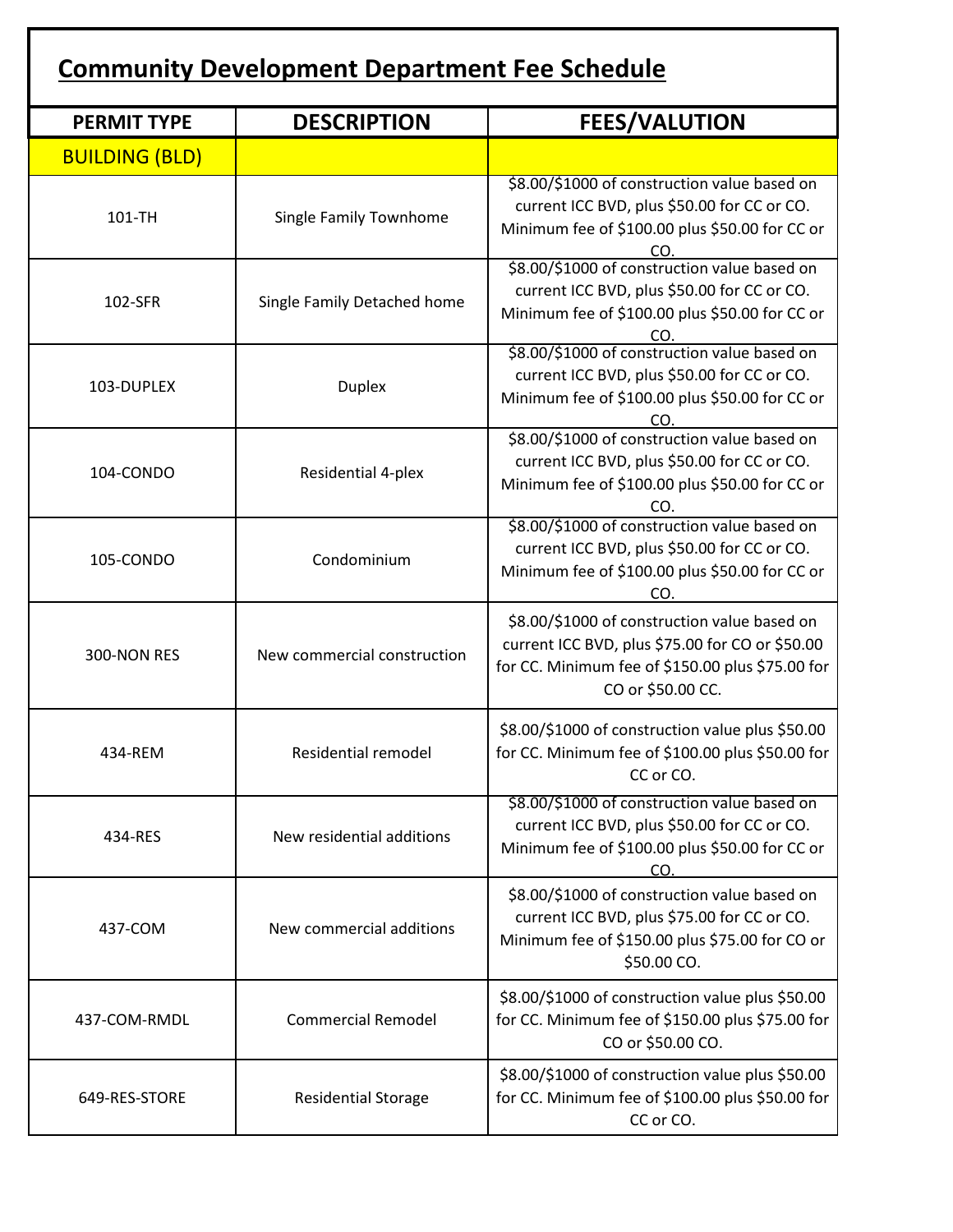# Community Development Department Fee Schedule

| PERMIT TYPE | DESCRIPTION | FEES/VALUTION |
| --- | --- | --- |
| BUILDING (BLD) | | |
| 101-TH | Single Family Townhome | $8.00/$1000 of construction value based on current ICC BVD, plus $50.00 for CC or CO. Minimum fee of $100.00 plus $50.00 for CC or CO. |
| 102-SFR | Single Family Detached home | $8.00/$1000 of construction value based on current ICC BVD, plus $50.00 for CC or CO. Minimum fee of $100.00 plus $50.00 for CC or CO. |
| 103-DUPLEX | Duplex | $8.00/$1000 of construction value based on current ICC BVD, plus $50.00 for CC or CO. Minimum fee of $100.00 plus $50.00 for CC or CO. |
| 104-CONDO | Residential 4-plex | $8.00/$1000 of construction value based on current ICC BVD, plus $50.00 for CC or CO. Minimum fee of $100.00 plus $50.00 for CC or CO. |
| 105-CONDO | Condominium | $8.00/$1000 of construction value based on current ICC BVD, plus $50.00 for CC or CO. Minimum fee of $100.00 plus $50.00 for CC or CO. |
| 300-NON RES | New commercial construction | $8.00/$1000 of construction value based on current ICC BVD, plus $75.00 for CO or $50.00 for CC. Minimum fee of $150.00 plus $75.00 for CO or $50.00 CC. |
| 434-REM | Residential remodel | $8.00/$1000 of construction value plus $50.00 for CC. Minimum fee of $100.00 plus $50.00 for CC or CO. |
| 434-RES | New residential additions | $8.00/$1000 of construction value based on current ICC BVD, plus $50.00 for CC or CO. Minimum fee of $100.00 plus $50.00 for CC or CO. |
| 437-COM | New commercial additions | $8.00/$1000 of construction value based on current ICC BVD, plus $75.00 for CC or CO. Minimum fee of $150.00 plus $75.00 for CO or $50.00 CO. |
| 437-COM-RMDL | Commercial Remodel | $8.00/$1000 of construction value plus $50.00 for CC. Minimum fee of $150.00 plus $75.00 for CO or $50.00 CO. |
| 649-RES-STORE | Residential Storage | $8.00/$1000 of construction value plus $50.00 for CC. Minimum fee of $100.00 plus $50.00 for CC or CO. |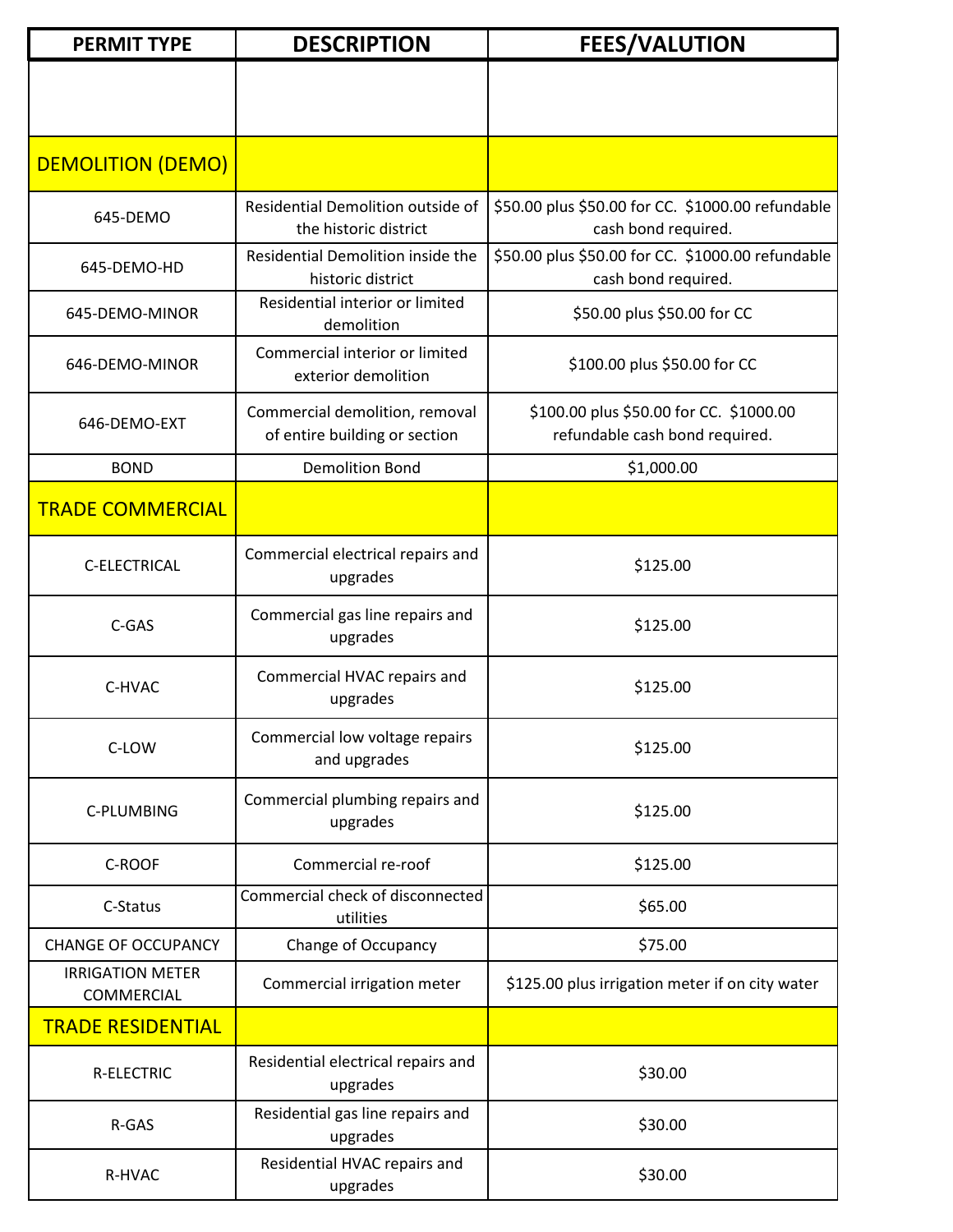| PERMIT TYPE | DESCRIPTION | FEES/VALUTION |
|---|---|---|
| | | |
| DEMOLITION (DEMO) | | |
| 645-DEMO | Residential Demolition outside of the historic district | $50.00 plus $50.00 for CC. $1000.00 refundable cash bond required. |
| 645-DEMO-HD | Residential Demolition inside the historic district | $50.00 plus $50.00 for CC. $1000.00 refundable cash bond required. |
| 645-DEMO-MINOR | Residential interior or limited demolition | $50.00 plus $50.00 for CC |
| 646-DEMO-MINOR | Commercial interior or limited exterior demolition | $100.00 plus $50.00 for CC |
| 646-DEMO-EXT | Commercial demolition, removal of entire building or section | $100.00 plus $50.00 for CC. $1000.00 refundable cash bond required. |
| BOND | Demolition Bond | $1,000.00 |
| TRADE COMMERCIAL | | |
| C-ELECTRICAL | Commercial electrical repairs and upgrades | $125.00 |
| C-GAS | Commercial gas line repairs and upgrades | $125.00 |
| C-HVAC | Commercial HVAC repairs and upgrades | $125.00 |
| C-LOW | Commercial low voltage repairs and upgrades | $125.00 |
| C-PLUMBING | Commercial plumbing repairs and upgrades | $125.00 |
| C-ROOF | Commercial re-roof | $125.00 |
| C-Status | Commercial check of disconnected utilities | $65.00 |
| CHANGE OF OCCUPANCY | Change of Occupancy | $75.00 |
| IRRIGATION METER COMMERCIAL | Commercial irrigation meter | $125.00 plus irrigation meter if on city water |
| TRADE RESIDENTIAL | | |
| R-ELECTRIC | Residential electrical repairs and upgrades | $30.00 |
| R-GAS | Residential gas line repairs and upgrades | $30.00 |
| R-HVAC | Residential HVAC repairs and upgrades | $30.00 |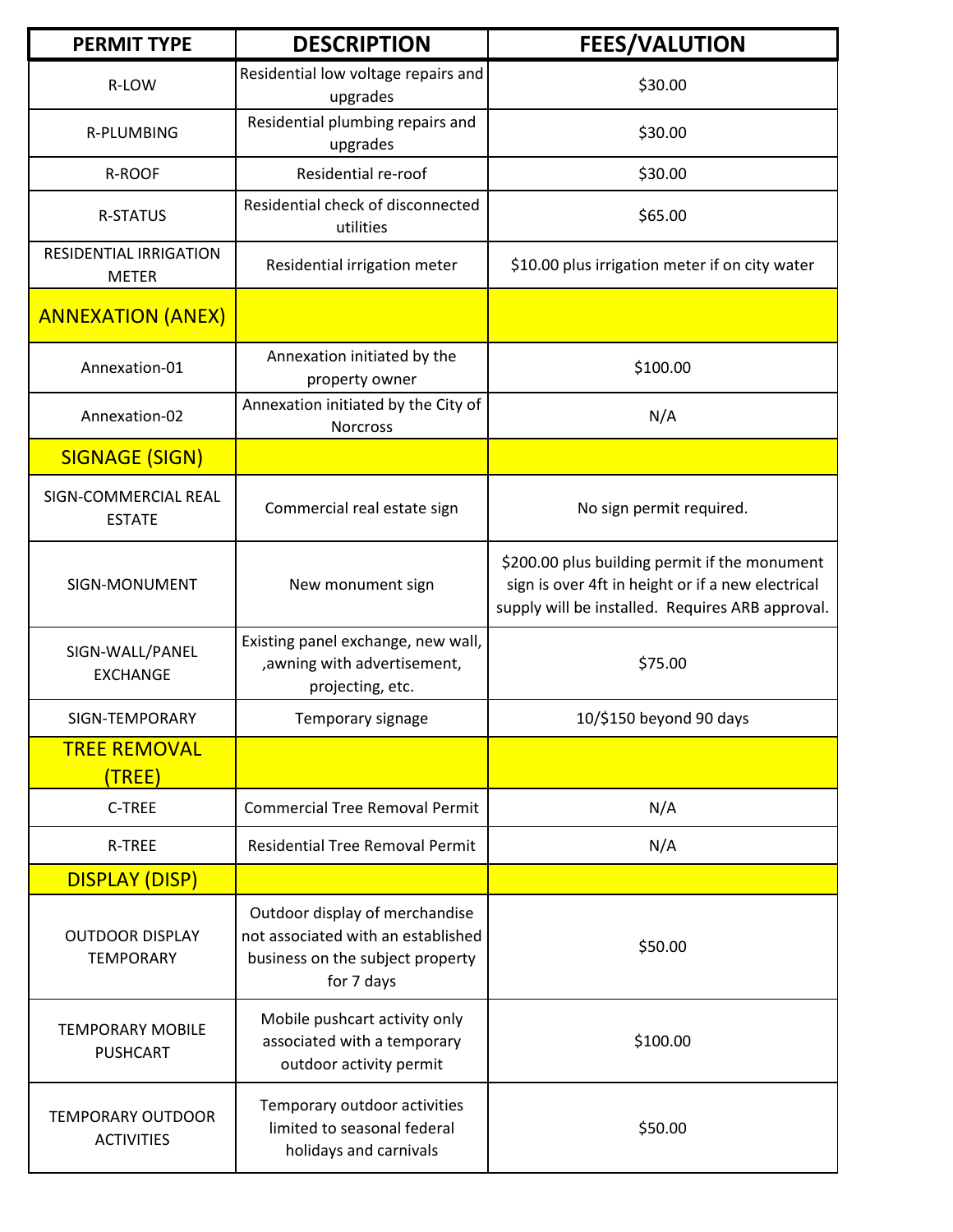| PERMIT TYPE | DESCRIPTION | FEES/VALUTION |
|---|---|---|
| R-LOW | Residential low voltage repairs and upgrades | $30.00 |
| R-PLUMBING | Residential plumbing repairs and upgrades | $30.00 |
| R-ROOF | Residential re-roof | $30.00 |
| R-STATUS | Residential check of disconnected utilities | $65.00 |
| RESIDENTIAL IRRIGATION METER | Residential irrigation meter | $10.00 plus irrigation meter if on city water |
| ANNEXATION (ANEX) | | |
| Annexation-01 | Annexation initiated by the property owner | $100.00 |
| Annexation-02 | Annexation initiated by the City of Norcross | N/A |
| SIGNAGE (SIGN) | | |
| SIGN-COMMERCIAL REAL ESTATE | Commercial real estate sign | No sign permit required. |
| SIGN-MONUMENT | New monument sign | $200.00 plus building permit if the monument sign is over 4ft in height or if a new electrical supply will be installed. Requires ARB approval. |
| SIGN-WALL/PANEL EXCHANGE | Existing panel exchange, new wall, ,awning with advertisement, projecting, etc. | $75.00 |
| SIGN-TEMPORARY | Temporary signage | 10/$150 beyond 90 days |
| TREE REMOVAL (TREE) | | |
| C-TREE | Commercial Tree Removal Permit | N/A |
| R-TREE | Residential Tree Removal Permit | N/A |
| DISPLAY (DISP) | | |
| OUTDOOR DISPLAY TEMPORARY | Outdoor display of merchandise not associated with an established business on the subject property for 7 days | $50.00 |
| TEMPORARY MOBILE PUSHCART | Mobile pushcart activity only associated with a temporary outdoor activity permit | $100.00 |
| TEMPORARY OUTDOOR ACTIVITIES | Temporary outdoor activities limited to seasonal federal holidays and carnivals | $50.00 |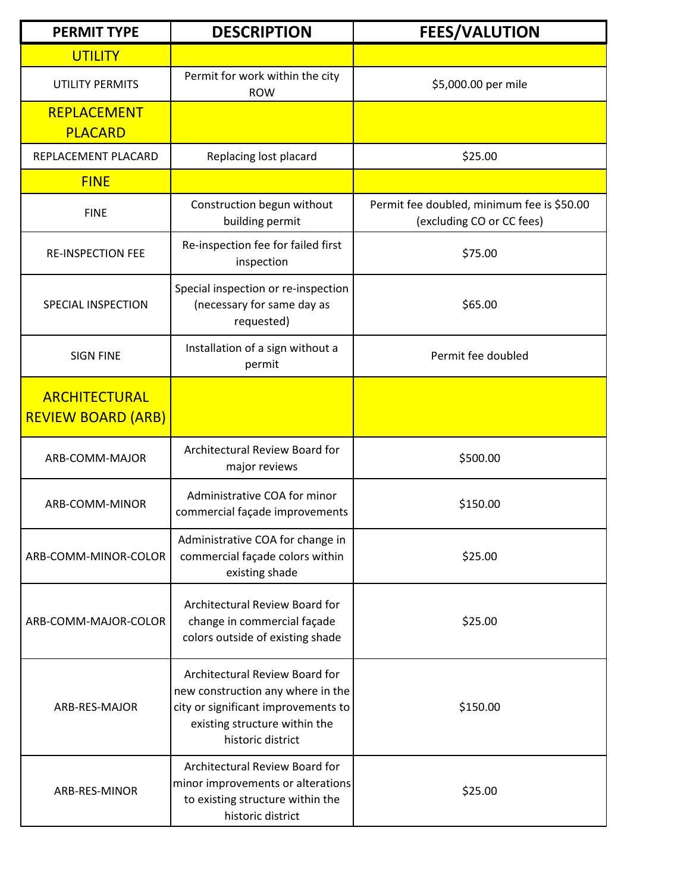| PERMIT TYPE | DESCRIPTION | FEES/VALUTION |
|---|---|---|
| UTILITY | | |
| UTILITY PERMITS | Permit for work within the city ROW | $5,000.00 per mile |
| REPLACEMENT PLACARD | | |
| REPLACEMENT PLACARD | Replacing lost placard | $25.00 |
| FINE | | |
| FINE | Construction begun without building permit | Permit fee doubled, minimum fee is $50.00 (excluding CO or CC fees) |
| RE-INSPECTION FEE | Re-inspection fee for failed first inspection | $75.00 |
| SPECIAL INSPECTION | Special inspection or re-inspection (necessary for same day as requested) | $65.00 |
| SIGN FINE | Installation of a sign without a permit | Permit fee doubled |
| ARCHITECTURAL REVIEW BOARD (ARB) | | |
| ARB-COMM-MAJOR | Architectural Review Board for major reviews | $500.00 |
| ARB-COMM-MINOR | Administrative COA for minor commercial façade improvements | $150.00 |
| ARB-COMM-MINOR-COLOR | Administrative COA for change in commercial façade colors within existing shade | $25.00 |
| ARB-COMM-MAJOR-COLOR | Architectural Review Board for change in commercial façade colors outside of existing shade | $25.00 |
| ARB-RES-MAJOR | Architectural Review Board for new construction any where in the city or significant improvements to existing structure within the historic district | $150.00 |
| ARB-RES-MINOR | Architectural Review Board for minor improvements or alterations to existing structure within the historic district | $25.00 |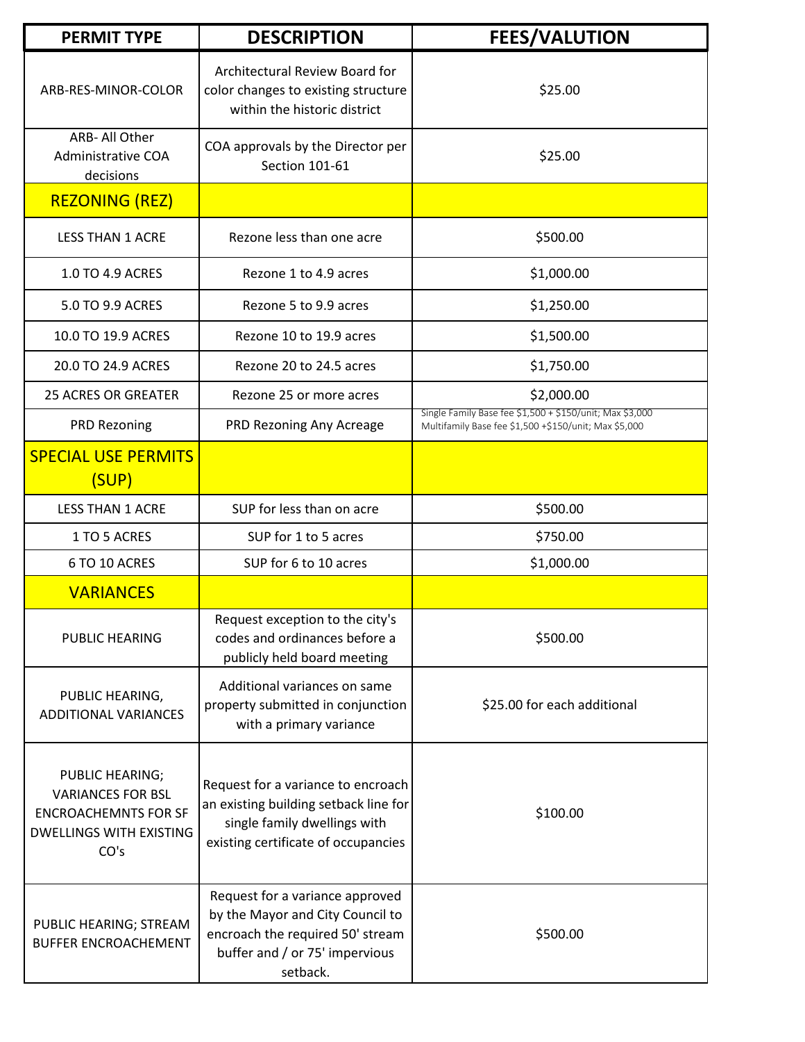| PERMIT TYPE | DESCRIPTION | FEES/VALUTION |
|---|---|---|
| ARB-RES-MINOR-COLOR | Architectural Review Board for color changes to existing structure within the historic district | $25.00 |
| ARB- All Other Administrative COA decisions | COA approvals by the Director per Section 101-61 | $25.00 |
| REZONING (REZ) | | |
| LESS THAN 1 ACRE | Rezone less than one acre | $500.00 |
| 1.0 TO 4.9 ACRES | Rezone 1 to 4.9 acres | $1,000.00 |
| 5.0 TO 9.9 ACRES | Rezone 5 to 9.9 acres | $1,250.00 |
| 10.0 TO 19.9 ACRES | Rezone 10 to 19.9 acres | $1,500.00 |
| 20.0 TO 24.9 ACRES | Rezone 20 to 24.5 acres | $1,750.00 |
| 25 ACRES OR GREATER | Rezone 25 or more acres | $2,000.00 |
| PRD Rezoning | PRD Rezoning Any Acreage | Single Family Base fee $1,500 + $150/unit; Max $3,000<br>Multifamily Base fee $1,500 +$150/unit; Max $5,000 |
| SPECIAL USE PERMITS (SUP) | | |
| LESS THAN 1 ACRE | SUP for less than on acre | $500.00 |
| 1 TO 5 ACRES | SUP for 1 to 5 acres | $750.00 |
| 6 TO 10 ACRES | SUP for 6 to 10 acres | $1,000.00 |
| VARIANCES | | |
| PUBLIC HEARING | Request exception to the city's codes and ordinances before a publicly held board meeting | $500.00 |
| PUBLIC HEARING, ADDITIONAL VARIANCES | Additional variances on same property submitted in conjunction with a primary variance | $25.00 for each additional |
| PUBLIC HEARING; VARIANCES FOR BSL ENCROACHEMNTS FOR SF DWELLINGS WITH EXISTING CO's | Request for a variance to encroach an existing building setback line for single family dwellings with existing certificate of occupancies | $100.00 |
| PUBLIC HEARING; STREAM BUFFER ENCROACHEMENT | Request for a variance approved by the Mayor and City Council to encroach the required 50' stream buffer and / or 75' impervious setback. | $500.00 |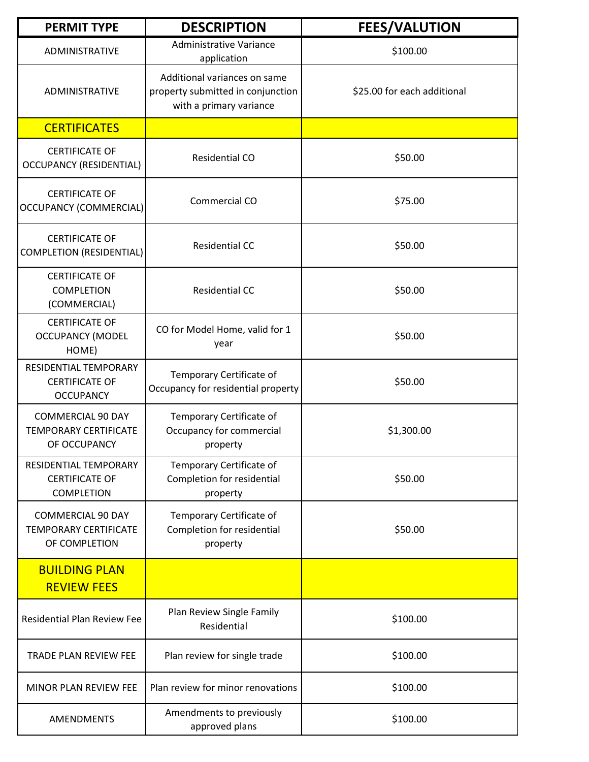| PERMIT TYPE | DESCRIPTION | FEES/VALUTION |
|---|---|---|
| ADMINISTRATIVE | Administrative Variance application | $100.00 |
| ADMINISTRATIVE | Additional variances on same property submitted in conjunction with a primary variance | $25.00 for each additional |
| CERTIFICATES | | |
| CERTIFICATE OF OCCUPANCY (RESIDENTIAL) | Residential CO | $50.00 |
| CERTIFICATE OF OCCUPANCY (COMMERCIAL) | Commercial CO | $75.00 |
| CERTIFICATE OF COMPLETION (RESIDENTIAL) | Residential CC | $50.00 |
| CERTIFICATE OF COMPLETION (COMMERCIAL) | Residential CC | $50.00 |
| CERTIFICATE OF OCCUPANCY (MODEL HOME) | CO for Model Home, valid for 1 year | $50.00 |
| RESIDENTIAL TEMPORARY CERTIFICATE OF OCCUPANCY | Temporary Certificate of Occupancy for residential property | $50.00 |
| COMMERCIAL 90 DAY TEMPORARY CERTIFICATE OF OCCUPANCY | Temporary Certificate of Occupancy for commercial property | $1,300.00 |
| RESIDENTIAL TEMPORARY CERTIFICATE OF COMPLETION | Temporary Certificate of Completion for residential property | $50.00 |
| COMMERCIAL 90 DAY TEMPORARY CERTIFICATE OF COMPLETION | Temporary Certificate of Completion for residential property | $50.00 |
| BUILDING PLAN REVIEW FEES | | |
| Residential Plan Review Fee | Plan Review Single Family Residential | $100.00 |
| TRADE PLAN REVIEW FEE | Plan review for single trade | $100.00 |
| MINOR PLAN REVIEW FEE | Plan review for minor renovations | $100.00 |
| AMENDMENTS | Amendments to previously approved plans | $100.00 |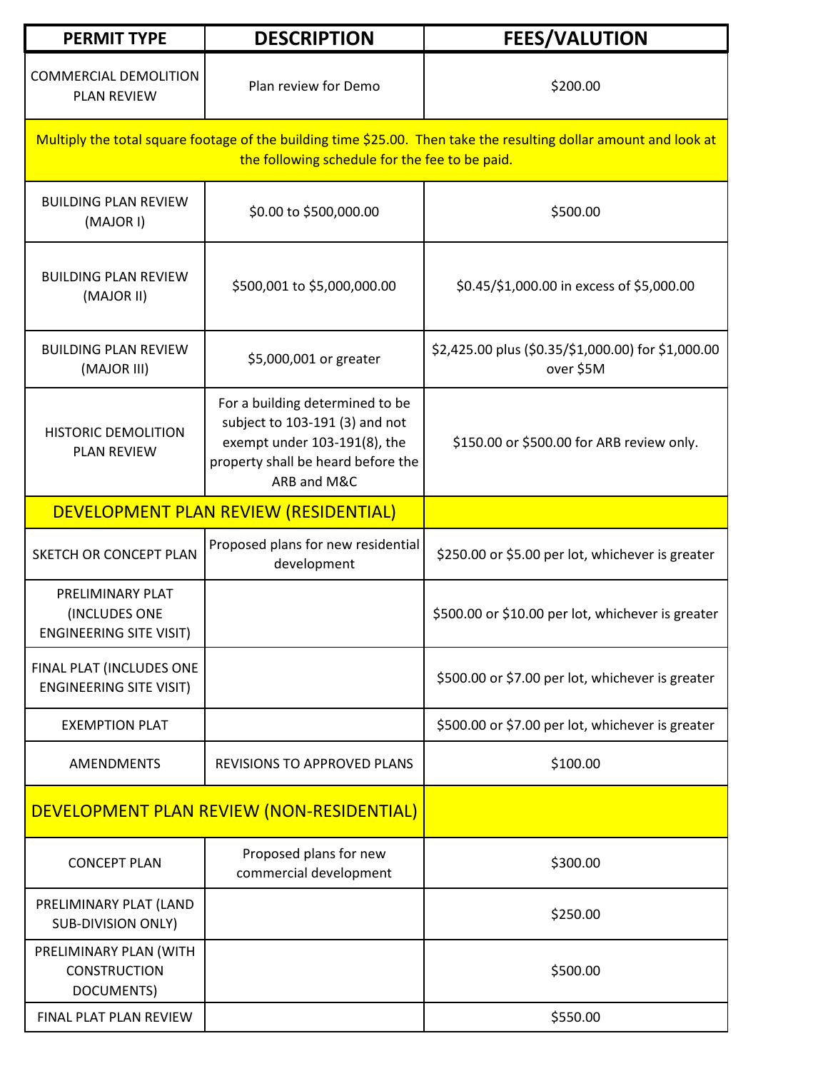| PERMIT TYPE | DESCRIPTION | FEES/VALUTION |
|---|---|---|
| COMMERCIAL DEMOLITION PLAN REVIEW | Plan review for Demo | $200.00 |
| Multiply the total square footage of the building time $25.00. Then take the resulting dollar amount and look at the following schedule for the fee to be paid. | | |
| BUILDING PLAN REVIEW (MAJOR I) | $0.00 to $500,000.00 | $500.00 |
| BUILDING PLAN REVIEW (MAJOR II) | $500,001 to $5,000,000.00 | $0.45/$1,000.00 in excess of $5,000.00 |
| BUILDING PLAN REVIEW (MAJOR III) | $5,000,001 or greater | $2,425.00 plus ($0.35/$1,000.00) for $1,000.00 over $5M |
| HISTORIC DEMOLITION PLAN REVIEW | For a building determined to be subject to 103-191 (3) and not exempt under 103-191(8), the property shall be heard before the ARB and M&C | $150.00 or $500.00 for ARB review only. |
| DEVELOPMENT PLAN REVIEW (RESIDENTIAL) | | |
| SKETCH OR CONCEPT PLAN | Proposed plans for new residential development | $250.00 or $5.00 per lot, whichever is greater |
| PRELIMINARY PLAT (INCLUDES ONE ENGINEERING SITE VISIT) | | $500.00 or $10.00 per lot, whichever is greater |
| FINAL PLAT (INCLUDES ONE ENGINEERING SITE VISIT) | | $500.00 or $7.00 per lot, whichever is greater |
| EXEMPTION PLAT | | $500.00 or $7.00 per lot, whichever is greater |
| AMENDMENTS | REVISIONS TO APPROVED PLANS | $100.00 |
| DEVELOPMENT PLAN REVIEW (NON-RESIDENTIAL) | | |
| CONCEPT PLAN | Proposed plans for new commercial development | $300.00 |
| PRELIMINARY PLAT (LAND SUB-DIVISION ONLY) | | $250.00 |
| PRELIMINARY PLAN (WITH CONSTRUCTION DOCUMENTS) | | $500.00 |
| FINAL PLAT PLAN REVIEW | | $550.00 |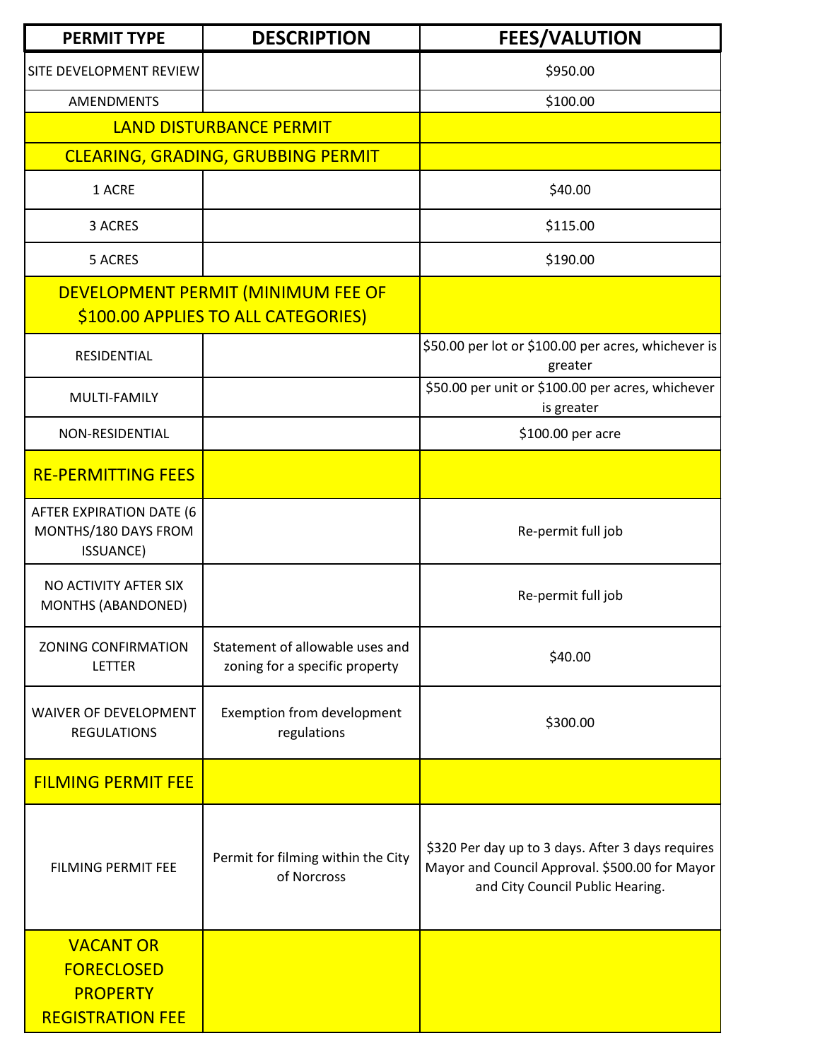| PERMIT TYPE | DESCRIPTION | FEES/VALUTION |
| --- | --- | --- |
| SITE DEVELOPMENT REVIEW | | $950.00 |
| AMENDMENTS | | $100.00 |
| LAND DISTURBANCE PERMIT | | |
| CLEARING, GRADING, GRUBBING PERMIT | | |
| 1 ACRE | | $40.00 |
| 3 ACRES | | $115.00 |
| 5 ACRES | | $190.00 |
| DEVELOPMENT PERMIT (MINIMUM FEE OF $100.00 APPLIES TO ALL CATEGORIES) | | |
| RESIDENTIAL | | $50.00 per lot or $100.00 per acres, whichever is greater |
| MULTI-FAMILY | | $50.00 per unit or $100.00 per acres, whichever is greater |
| NON-RESIDENTIAL | | $100.00 per acre |
| RE-PERMITTING FEES | | |
| AFTER EXPIRATION DATE (6 MONTHS/180 DAYS FROM ISSUANCE) | | Re-permit full job |
| NO ACTIVITY AFTER SIX MONTHS (ABANDONED) | | Re-permit full job |
| ZONING CONFIRMATION LETTER | Statement of allowable uses and zoning for a specific property | $40.00 |
| WAIVER OF DEVELOPMENT REGULATIONS | Exemption from development regulations | $300.00 |
| FILMING PERMIT FEE | | |
| FILMING PERMIT FEE | Permit for filming within the City of Norcross | $320 Per day up to 3 days. After 3 days requires Mayor and Council Approval. $500.00 for Mayor and City Council Public Hearing. |
| VACANT OR FORECLOSED PROPERTY REGISTRATION FEE | | |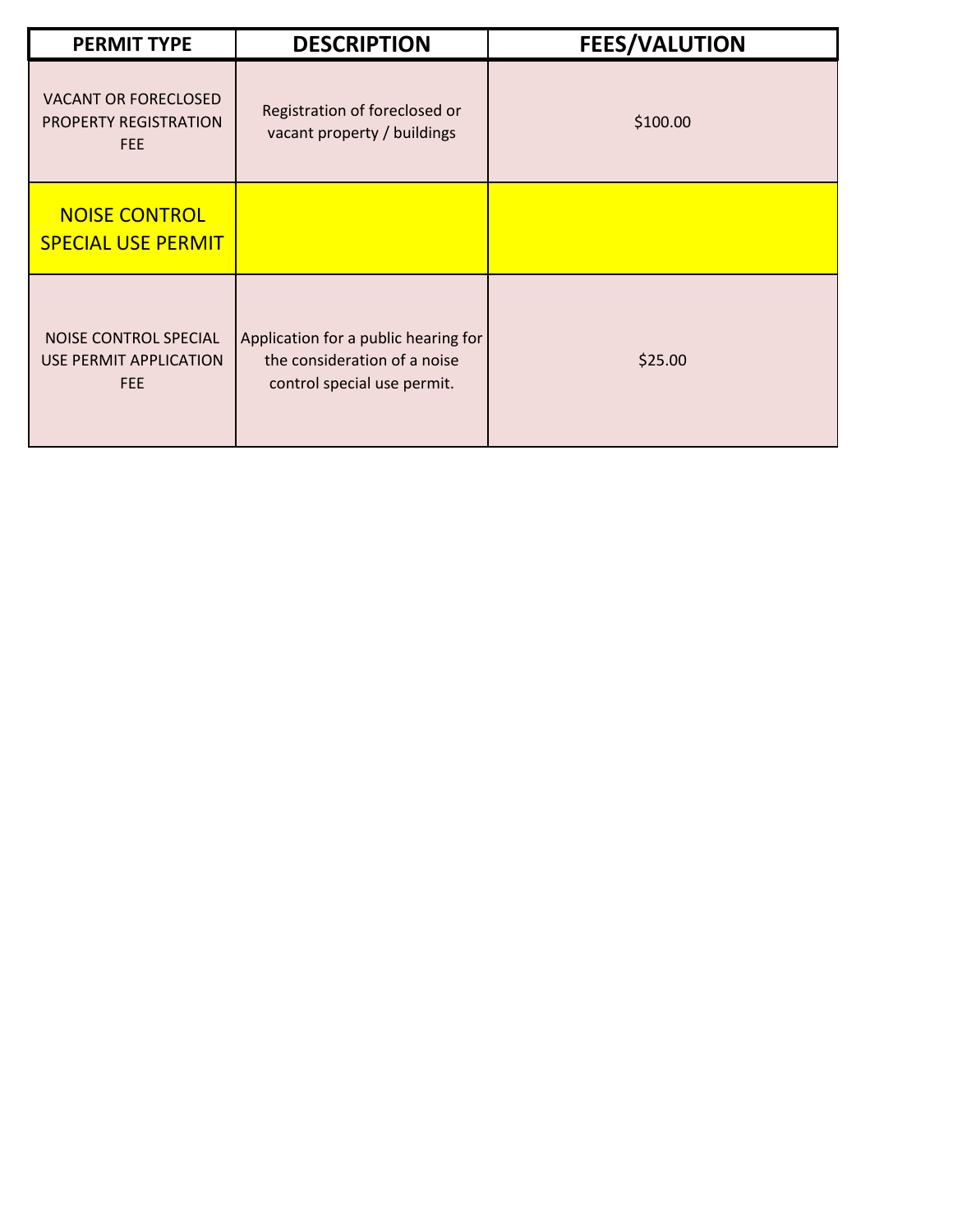| PERMIT TYPE | DESCRIPTION | FEES/VALUTION |
|---|---|---|
| VACANT OR FORECLOSED PROPERTY REGISTRATION FEE | Registration of foreclosed or vacant property / buildings | $100.00 |
| NOISE CONTROL SPECIAL USE PERMIT | | |
| NOISE CONTROL SPECIAL USE PERMIT APPLICATION FEE | Application for a public hearing for the consideration of a noise control special use permit. | $25.00 |